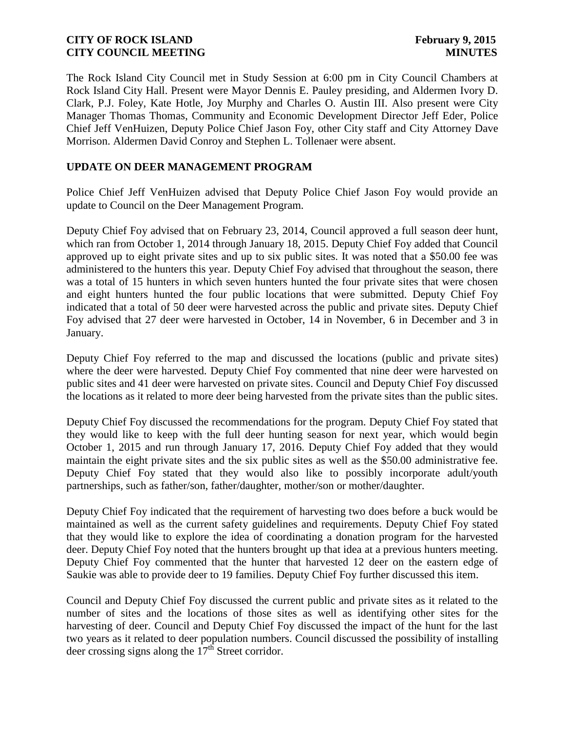The Rock Island City Council met in Study Session at 6:00 pm in City Council Chambers at Rock Island City Hall. Present were Mayor Dennis E. Pauley presiding, and Aldermen Ivory D. Clark, P.J. Foley, Kate Hotle, Joy Murphy and Charles O. Austin III. Also present were City Manager Thomas Thomas, Community and Economic Development Director Jeff Eder, Police Chief Jeff VenHuizen, Deputy Police Chief Jason Foy, other City staff and City Attorney Dave Morrison. Aldermen David Conroy and Stephen L. Tollenaer were absent.

## UPDATE ON DEER MANAGEMENT PROGRAM

Police Chief Jeff VenHuizen advised that Deputy Police Chief Jason Foy would provide an update to Council on the Deer Management Program.

Deputy Chief Foy advised that on February 23, 2014, Council approved a full season deer hunt, which ran from October 1, 2014 through January 18, 2015. Deputy Chief Foy added that Council approved up to eight private sites and up to six public sites. It was noted that a $50.00 fee was administered to the hunters this year. Deputy Chief Foy advised that throughout the season, there was a total of 15 hunters in which seven hunters hunted the four private sites that were chosen and eight hunters hunted the four public locations that were submitted. Deputy Chief Foy indicated that a total of 50 deer were harvested across the public and private sites. Deputy Chief Foy advised that 27 deer were harvested in October, 14 in November, 6 in December and 3 in January.

Deputy Chief Foy referred to the map and discussed the locations (public and private sites) where the deer were harvested. Deputy Chief Foy commented that nine deer were harvested on public sites and 41 deer were harvested on private sites. Council and Deputy Chief Foy discussed the locations as it related to more deer being harvested from the private sites than the public sites.

Deputy Chief Foy discussed the recommendations for the program. Deputy Chief Foy stated that they would like to keep with the full deer hunting season for next year, which would begin October 1, 2015 and run through January 17, 2016. Deputy Chief Foy added that they would maintain the eight private sites and the six public sites as well as the $50.00 administrative fee. Deputy Chief Foy stated that they would also like to possibly incorporate adult/youth partnerships, such as father/son, father/daughter, mother/son or mother/daughter.

Deputy Chief Foy indicated that the requirement of harvesting two does before a buck would be maintained as well as the current safety guidelines and requirements. Deputy Chief Foy stated that they would like to explore the idea of coordinating a donation program for the harvested deer. Deputy Chief Foy noted that the hunters brought up that idea at a previous hunters meeting. Deputy Chief Foy commented that the hunter that harvested 12 deer on the eastern edge of Saukie was able to provide deer to 19 families. Deputy Chief Foy further discussed this item.

Council and Deputy Chief Foy discussed the current public and private sites as it related to the number of sites and the locations of those sites as well as identifying other sites for the harvesting of deer. Council and Deputy Chief Foy discussed the impact of the hunt for the last two years as it related to deer population numbers. Council discussed the possibility of installing deer crossing signs along the 17th Street corridor.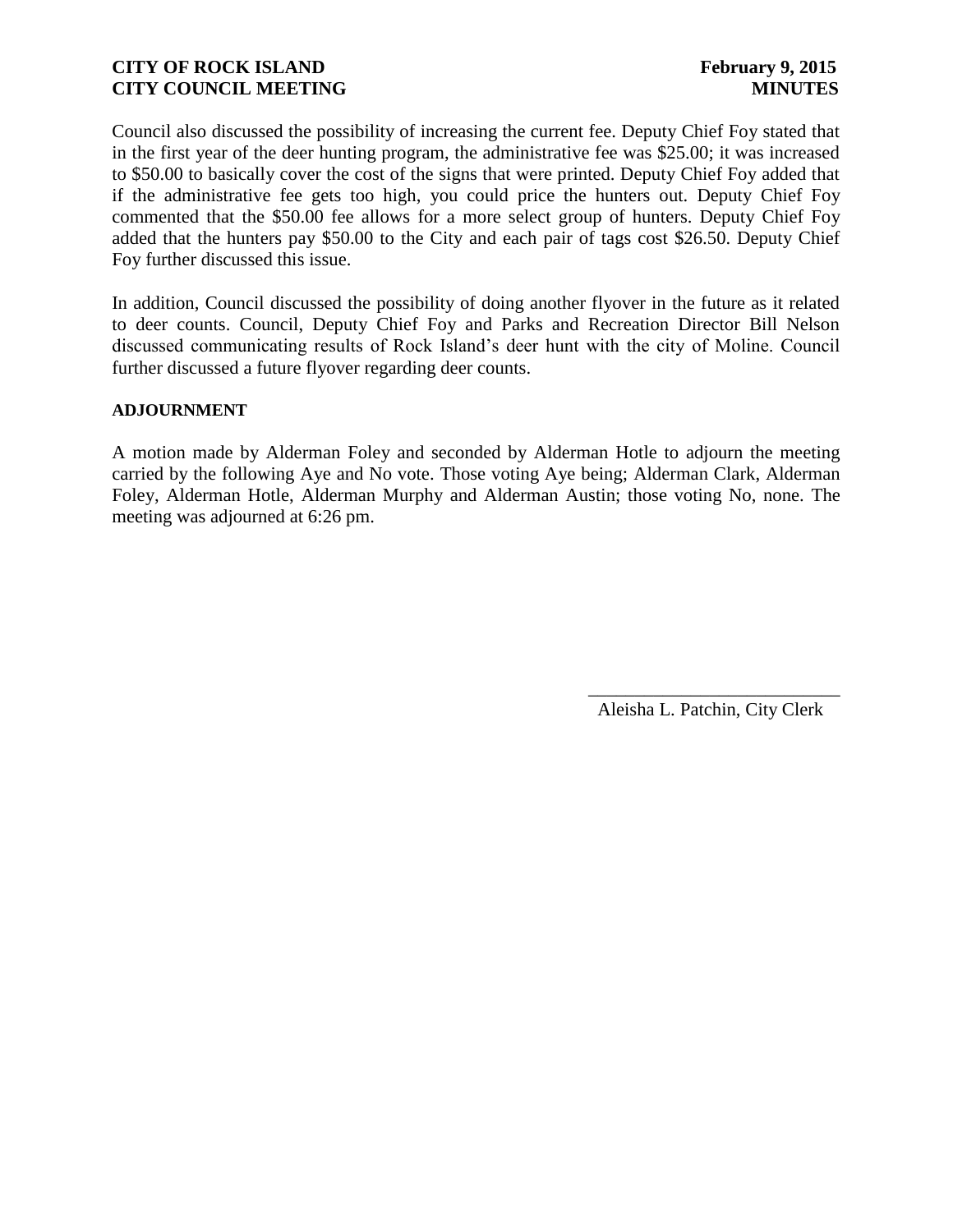Council also discussed the possibility of increasing the current fee. Deputy Chief Foy stated that in the first year of the deer hunting program, the administrative fee was $25.00; it was increased to $50.00 to basically cover the cost of the signs that were printed. Deputy Chief Foy added that if the administrative fee gets too high, you could price the hunters out. Deputy Chief Foy commented that the $50.00 fee allows for a more select group of hunters. Deputy Chief Foy added that the hunters pay $50.00 to the City and each pair of tags cost $26.50. Deputy Chief Foy further discussed this issue.

In addition, Council discussed the possibility of doing another flyover in the future as it related to deer counts. Council, Deputy Chief Foy and Parks and Recreation Director Bill Nelson discussed communicating results of Rock Island's deer hunt with the city of Moline. Council further discussed a future flyover regarding deer counts.

**ADJOURNMENT**

A motion made by Alderman Foley and seconded by Alderman Hotle to adjourn the meeting carried by the following Aye and No vote. Those voting Aye being; Alderman Clark, Alderman Foley, Alderman Hotle, Alderman Murphy and Alderman Austin; those voting No, none. The meeting was adjourned at 6:26 pm.

\_\_\_\_\_\_\_\_\_\_\_\_\_\_\_\_\_\_\_\_\_\_\_\_\_\_\_\_
Aleisha L. Patchin, City Clerk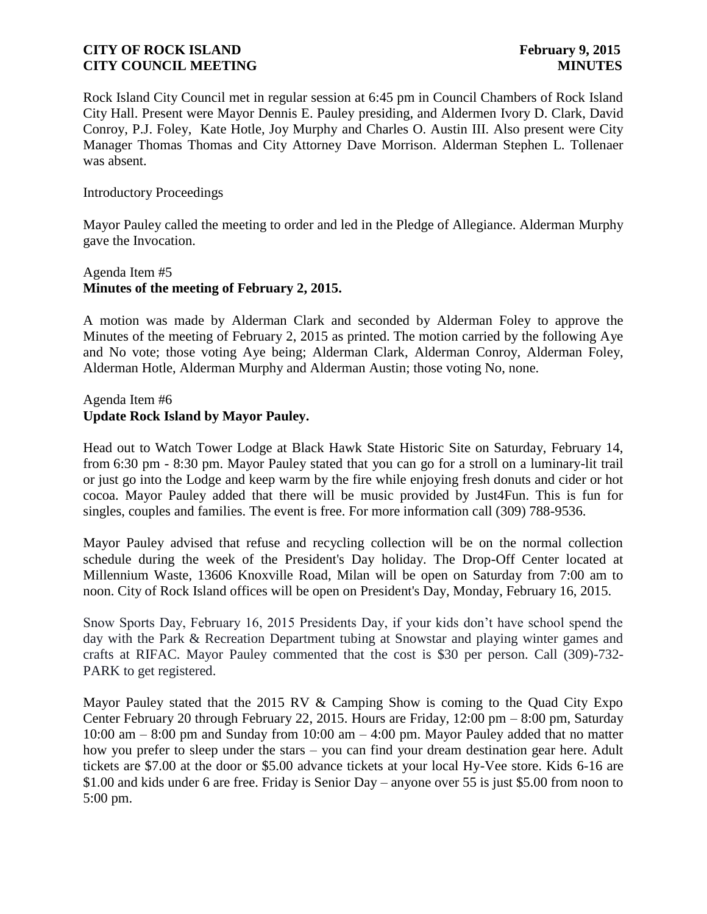Rock Island City Council met in regular session at 6:45 pm in Council Chambers of Rock Island City Hall. Present were Mayor Dennis E. Pauley presiding, and Aldermen Ivory D. Clark, David Conroy, P.J. Foley, Kate Hotle, Joy Murphy and Charles O. Austin III. Also present were City Manager Thomas Thomas and City Attorney Dave Morrison. Alderman Stephen L. Tollenaer was absent.

Introductory Proceedings

Mayor Pauley called the meeting to order and led in the Pledge of Allegiance. Alderman Murphy gave the Invocation.

Agenda Item #5
**Minutes of the meeting of February 2, 2015.**

A motion was made by Alderman Clark and seconded by Alderman Foley to approve the Minutes of the meeting of February 2, 2015 as printed. The motion carried by the following Aye and No vote; those voting Aye being; Alderman Clark, Alderman Conroy, Alderman Foley, Alderman Hotle, Alderman Murphy and Alderman Austin; those voting No, none.

Agenda Item #6
**Update Rock Island by Mayor Pauley.**

Head out to Watch Tower Lodge at Black Hawk State Historic Site on Saturday, February 14, from 6:30 pm - 8:30 pm. Mayor Pauley stated that you can go for a stroll on a luminary-lit trail or just go into the Lodge and keep warm by the fire while enjoying fresh donuts and cider or hot cocoa. Mayor Pauley added that there will be music provided by Just4Fun. This is fun for singles, couples and families. The event is free. For more information call (309) 788-9536.

Mayor Pauley advised that refuse and recycling collection will be on the normal collection schedule during the week of the President's Day holiday. The Drop-Off Center located at Millennium Waste, 13606 Knoxville Road, Milan will be open on Saturday from 7:00 am to noon. City of Rock Island offices will be open on President's Day, Monday, February 16, 2015.

Snow Sports Day, February 16, 2015 Presidents Day, if your kids don't have school spend the day with the Park & Recreation Department tubing at Snowstar and playing winter games and crafts at RIFAC. Mayor Pauley commented that the cost is $30 per person. Call (309)-732-PARK to get registered.

Mayor Pauley stated that the 2015 RV & Camping Show is coming to the Quad City Expo Center February 20 through February 22, 2015. Hours are Friday, 12:00 pm – 8:00 pm, Saturday 10:00 am – 8:00 pm and Sunday from 10:00 am – 4:00 pm. Mayor Pauley added that no matter how you prefer to sleep under the stars – you can find your dream destination gear here. Adult tickets are $7.00 at the door or $5.00 advance tickets at your local Hy-Vee store. Kids 6-16 are $1.00 and kids under 6 are free. Friday is Senior Day – anyone over 55 is just $5.00 from noon to 5:00 pm.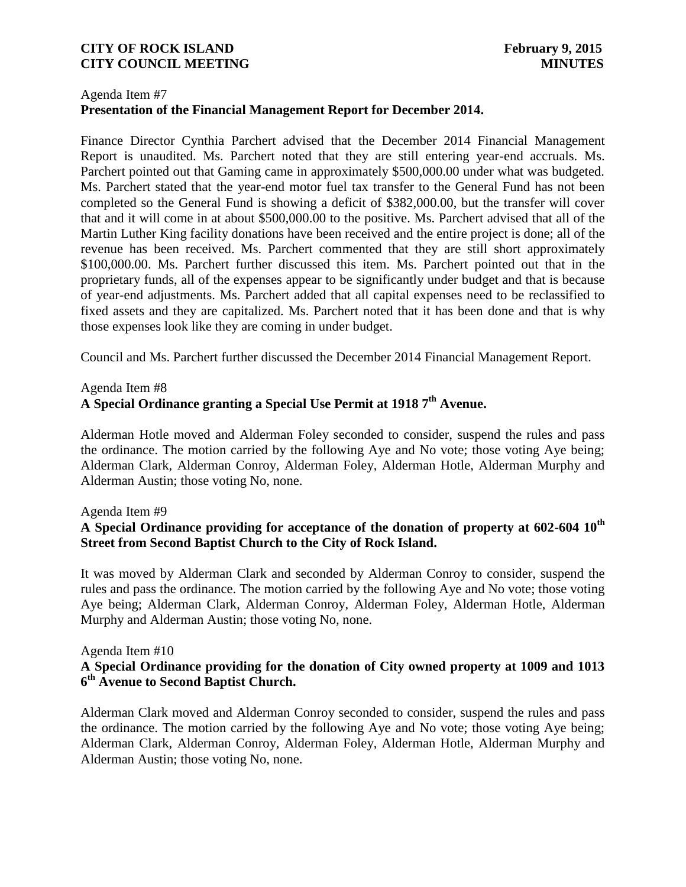Agenda Item #7

**Presentation of the Financial Management Report for December 2014.**

Finance Director Cynthia Parchert advised that the December 2014 Financial Management Report is unaudited. Ms. Parchert noted that they are still entering year-end accruals. Ms. Parchert pointed out that Gaming came in approximately $500,000.00 under what was budgeted. Ms. Parchert stated that the year-end motor fuel tax transfer to the General Fund has not been completed so the General Fund is showing a deficit of $382,000.00, but the transfer will cover that and it will come in at about $500,000.00 to the positive. Ms. Parchert advised that all of the Martin Luther King facility donations have been received and the entire project is done; all of the revenue has been received. Ms. Parchert commented that they are still short approximately $100,000.00. Ms. Parchert further discussed this item. Ms. Parchert pointed out that in the proprietary funds, all of the expenses appear to be significantly under budget and that is because of year-end adjustments. Ms. Parchert added that all capital expenses need to be reclassified to fixed assets and they are capitalized. Ms. Parchert noted that it has been done and that is why those expenses look like they are coming in under budget.

Council and Ms. Parchert further discussed the December 2014 Financial Management Report.

Agenda Item #8

**A Special Ordinance granting a Special Use Permit at 1918 7th Avenue.**

Alderman Hotle moved and Alderman Foley seconded to consider, suspend the rules and pass the ordinance. The motion carried by the following Aye and No vote; those voting Aye being; Alderman Clark, Alderman Conroy, Alderman Foley, Alderman Hotle, Alderman Murphy and Alderman Austin; those voting No, none.

Agenda Item #9

**A Special Ordinance providing for acceptance of the donation of property at 602-604 10th Street from Second Baptist Church to the City of Rock Island.**

It was moved by Alderman Clark and seconded by Alderman Conroy to consider, suspend the rules and pass the ordinance. The motion carried by the following Aye and No vote; those voting Aye being; Alderman Clark, Alderman Conroy, Alderman Foley, Alderman Hotle, Alderman Murphy and Alderman Austin; those voting No, none.

Agenda Item #10

**A Special Ordinance providing for the donation of City owned property at 1009 and 1013 6th Avenue to Second Baptist Church.**

Alderman Clark moved and Alderman Conroy seconded to consider, suspend the rules and pass the ordinance. The motion carried by the following Aye and No vote; those voting Aye being; Alderman Clark, Alderman Conroy, Alderman Foley, Alderman Hotle, Alderman Murphy and Alderman Austin; those voting No, none.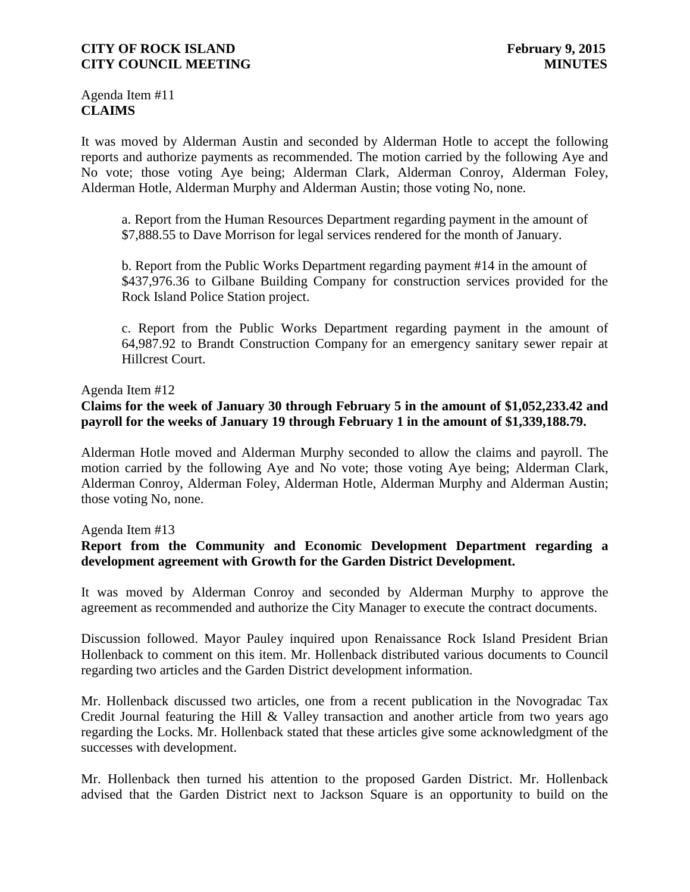Agenda Item #11
**CLAIMS**

It was moved by Alderman Austin and seconded by Alderman Hotle to accept the following reports and authorize payments as recommended. The motion carried by the following Aye and No vote; those voting Aye being; Alderman Clark, Alderman Conroy, Alderman Foley, Alderman Hotle, Alderman Murphy and Alderman Austin; those voting No, none.

a. Report from the Human Resources Department regarding payment in the amount of $7,888.55 to Dave Morrison for legal services rendered for the month of January.

b. Report from the Public Works Department regarding payment #14 in the amount of $437,976.36 to Gilbane Building Company for construction services provided for the Rock Island Police Station project.

c. Report from the Public Works Department regarding payment in the amount of 64,987.92 to Brandt Construction Company for an emergency sanitary sewer repair at Hillcrest Court.

Agenda Item #12
**Claims for the week of January 30 through February 5 in the amount of $1,052,233.42 and payroll for the weeks of January 19 through February 1 in the amount of $1,339,188.79.**

Alderman Hotle moved and Alderman Murphy seconded to allow the claims and payroll. The motion carried by the following Aye and No vote; those voting Aye being; Alderman Clark, Alderman Conroy, Alderman Foley, Alderman Hotle, Alderman Murphy and Alderman Austin; those voting No, none.

Agenda Item #13
**Report from the Community and Economic Development Department regarding a development agreement with Growth for the Garden District Development.**

It was moved by Alderman Conroy and seconded by Alderman Murphy to approve the agreement as recommended and authorize the City Manager to execute the contract documents.

Discussion followed. Mayor Pauley inquired upon Renaissance Rock Island President Brian Hollenback to comment on this item. Mr. Hollenback distributed various documents to Council regarding two articles and the Garden District development information.

Mr. Hollenback discussed two articles, one from a recent publication in the Novogradac Tax Credit Journal featuring the Hill & Valley transaction and another article from two years ago regarding the Locks. Mr. Hollenback stated that these articles give some acknowledgment of the successes with development.

Mr. Hollenback then turned his attention to the proposed Garden District. Mr. Hollenback advised that the Garden District next to Jackson Square is an opportunity to build on the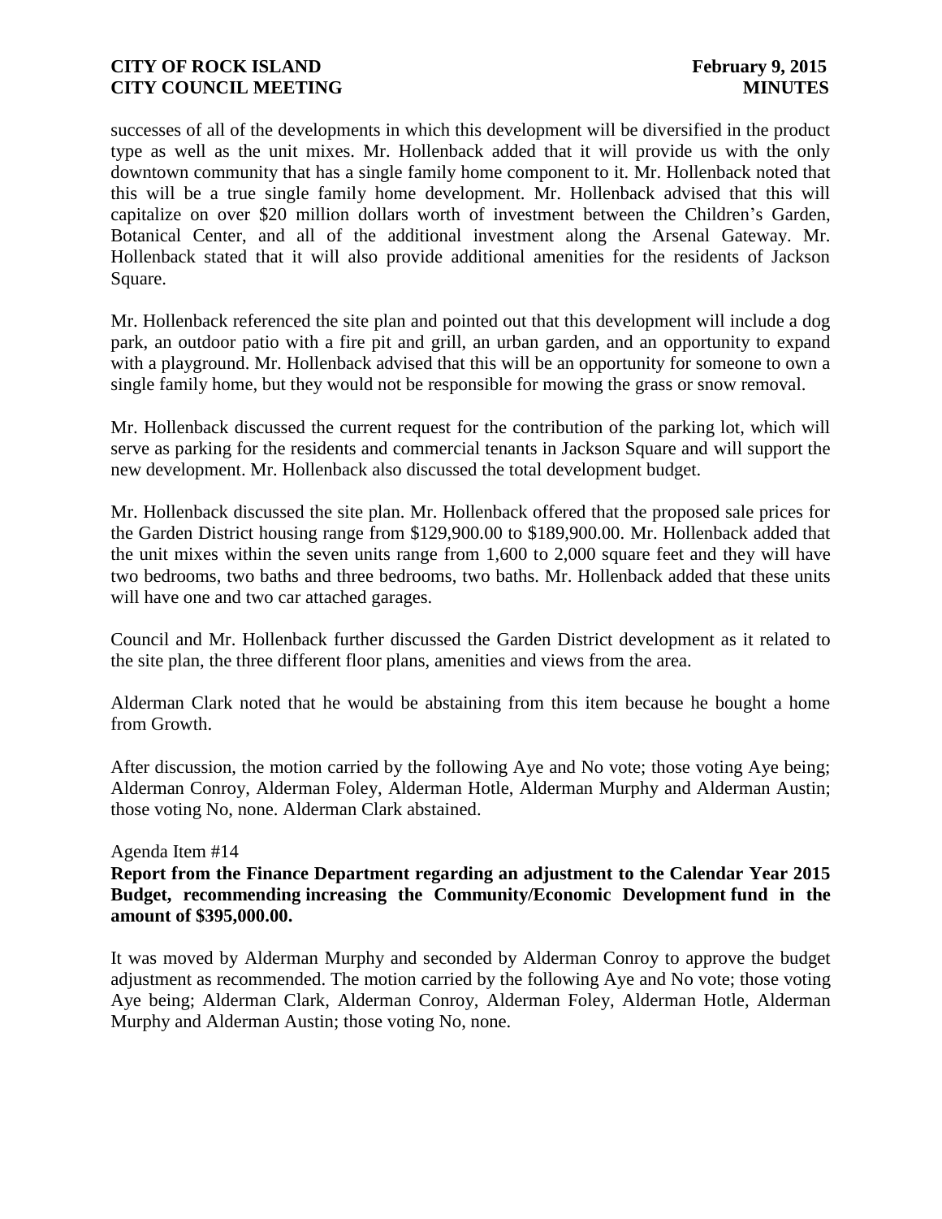successes of all of the developments in which this development will be diversified in the product type as well as the unit mixes. Mr. Hollenback added that it will provide us with the only downtown community that has a single family home component to it. Mr. Hollenback noted that this will be a true single family home development. Mr. Hollenback advised that this will capitalize on over $20 million dollars worth of investment between the Children's Garden, Botanical Center, and all of the additional investment along the Arsenal Gateway. Mr. Hollenback stated that it will also provide additional amenities for the residents of Jackson Square.

Mr. Hollenback referenced the site plan and pointed out that this development will include a dog park, an outdoor patio with a fire pit and grill, an urban garden, and an opportunity to expand with a playground. Mr. Hollenback advised that this will be an opportunity for someone to own a single family home, but they would not be responsible for mowing the grass or snow removal.

Mr. Hollenback discussed the current request for the contribution of the parking lot, which will serve as parking for the residents and commercial tenants in Jackson Square and will support the new development. Mr. Hollenback also discussed the total development budget.

Mr. Hollenback discussed the site plan. Mr. Hollenback offered that the proposed sale prices for the Garden District housing range from $129,900.00 to $189,900.00. Mr. Hollenback added that the unit mixes within the seven units range from 1,600 to 2,000 square feet and they will have two bedrooms, two baths and three bedrooms, two baths. Mr. Hollenback added that these units will have one and two car attached garages.

Council and Mr. Hollenback further discussed the Garden District development as it related to the site plan, the three different floor plans, amenities and views from the area.

Alderman Clark noted that he would be abstaining from this item because he bought a home from Growth.

After discussion, the motion carried by the following Aye and No vote; those voting Aye being; Alderman Conroy, Alderman Foley, Alderman Hotle, Alderman Murphy and Alderman Austin; those voting No, none. Alderman Clark abstained.

Agenda Item #14

**Report from the Finance Department regarding an adjustment to the Calendar Year 2015 Budget, recommending increasing the Community/Economic Development fund in the amount of $395,000.00.**

It was moved by Alderman Murphy and seconded by Alderman Conroy to approve the budget adjustment as recommended. The motion carried by the following Aye and No vote; those voting Aye being; Alderman Clark, Alderman Conroy, Alderman Foley, Alderman Hotle, Alderman Murphy and Alderman Austin; those voting No, none.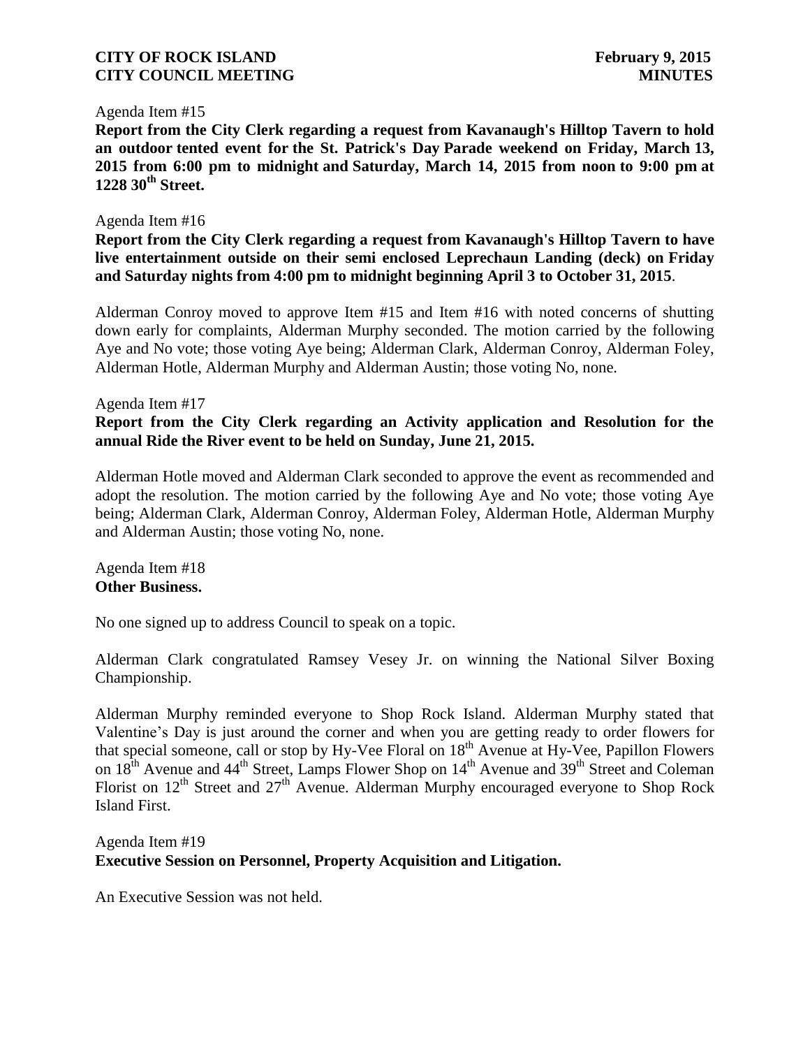Agenda Item #15

**Report from the City Clerk regarding a request from Kavanaugh's Hilltop Tavern to hold an outdoor tented event for the St. Patrick's Day Parade weekend on Friday, March 13, 2015 from 6:00 pm to midnight and Saturday, March 14, 2015 from noon to 9:00 pm at 1228 30th Street.**

Agenda Item #16

**Report from the City Clerk regarding a request from Kavanaugh's Hilltop Tavern to have live entertainment outside on their semi enclosed Leprechaun Landing (deck) on Friday and Saturday nights from 4:00 pm to midnight beginning April 3 to October 31, 2015**.

Alderman Conroy moved to approve Item #15 and Item #16 with noted concerns of shutting down early for complaints, Alderman Murphy seconded. The motion carried by the following Aye and No vote; those voting Aye being; Alderman Clark, Alderman Conroy, Alderman Foley, Alderman Hotle, Alderman Murphy and Alderman Austin; those voting No, none.

Agenda Item #17

**Report from the City Clerk regarding an Activity application and Resolution for the annual Ride the River event to be held on Sunday, June 21, 2015.**

Alderman Hotle moved and Alderman Clark seconded to approve the event as recommended and adopt the resolution. The motion carried by the following Aye and No vote; those voting Aye being; Alderman Clark, Alderman Conroy, Alderman Foley, Alderman Hotle, Alderman Murphy and Alderman Austin; those voting No, none.

Agenda Item #18

**Other Business.**

No one signed up to address Council to speak on a topic.

Alderman Clark congratulated Ramsey Vesey Jr. on winning the National Silver Boxing Championship.

Alderman Murphy reminded everyone to Shop Rock Island. Alderman Murphy stated that Valentine's Day is just around the corner and when you are getting ready to order flowers for that special someone, call or stop by Hy-Vee Floral on 18th Avenue at Hy-Vee, Papillon Flowers on 18th Avenue and 44th Street, Lamps Flower Shop on 14th Avenue and 39th Street and Coleman Florist on 12th Street and 27th Avenue. Alderman Murphy encouraged everyone to Shop Rock Island First.

Agenda Item #19

**Executive Session on Personnel, Property Acquisition and Litigation.**

An Executive Session was not held.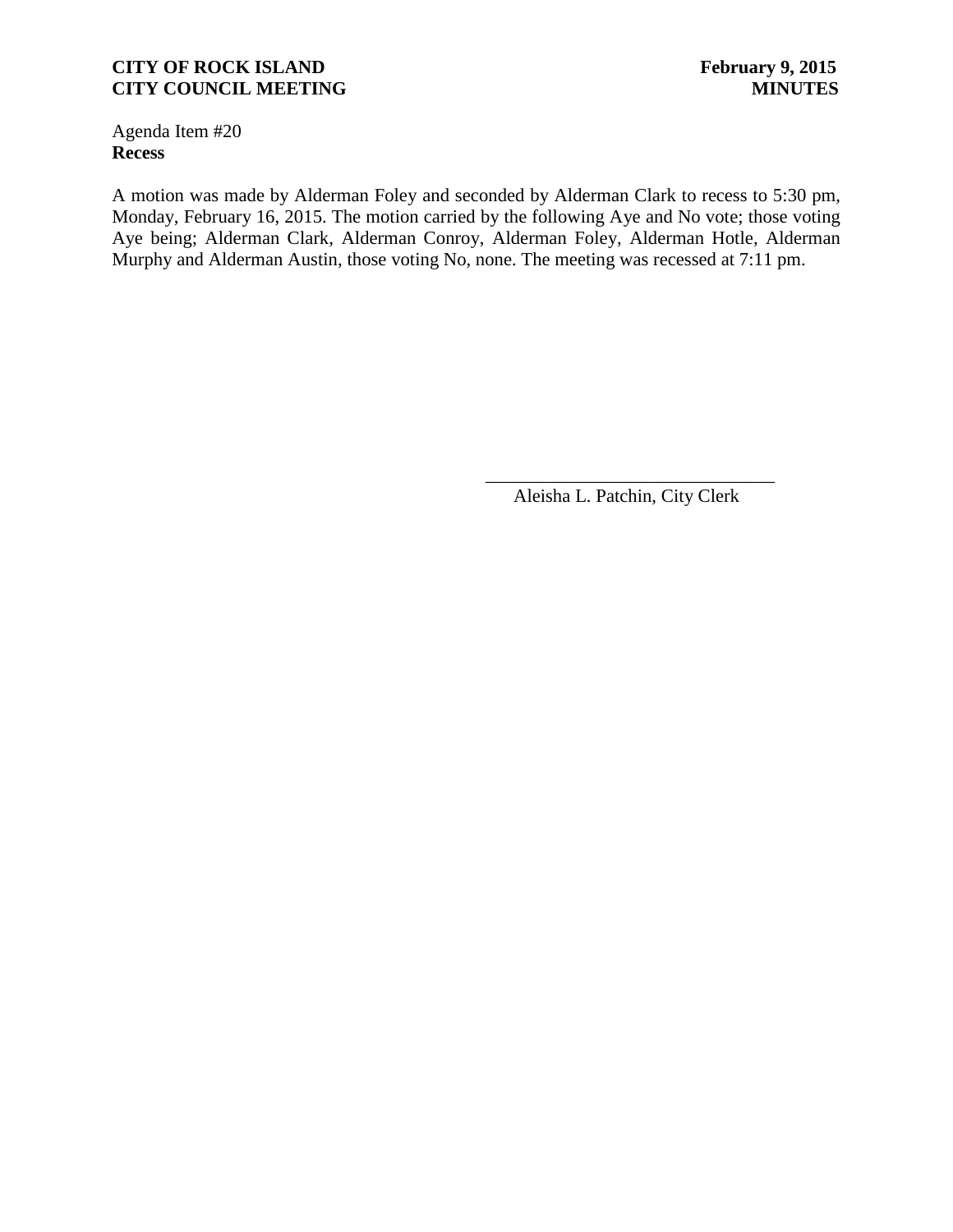Agenda Item #20
**Recess**

A motion was made by Alderman Foley and seconded by Alderman Clark to recess to 5:30 pm, Monday, February 16, 2015. The motion carried by the following Aye and No vote; those voting Aye being; Alderman Clark, Alderman Conroy, Alderman Foley, Alderman Hotle, Alderman Murphy and Alderman Austin, those voting No, none. The meeting was recessed at 7:11 pm.

\_\_\_\_\_\_\_\_\_\_\_\_\_\_\_\_\_\_\_\_\_\_\_\_\_\_\_\_\_\_\_\_

Aleisha L. Patchin, City Clerk